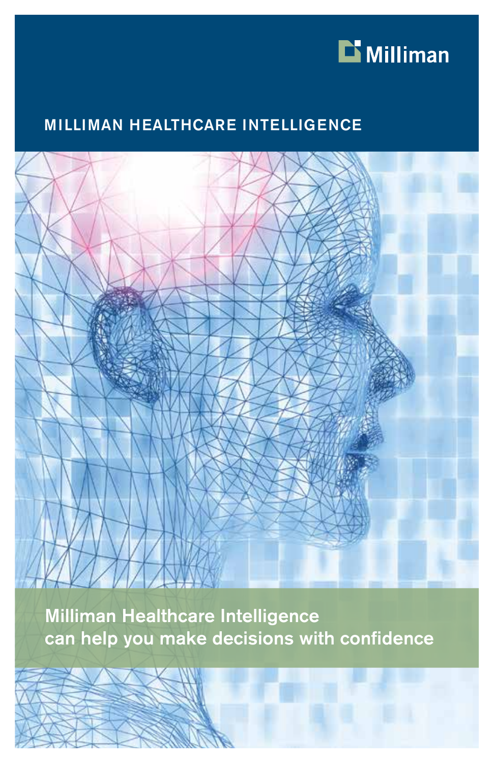Milliman

# MILLIMAN HEALTHCARE INTELLIGENCE

**Milliman Healthcare Intelligence can help you make decisions with confidence**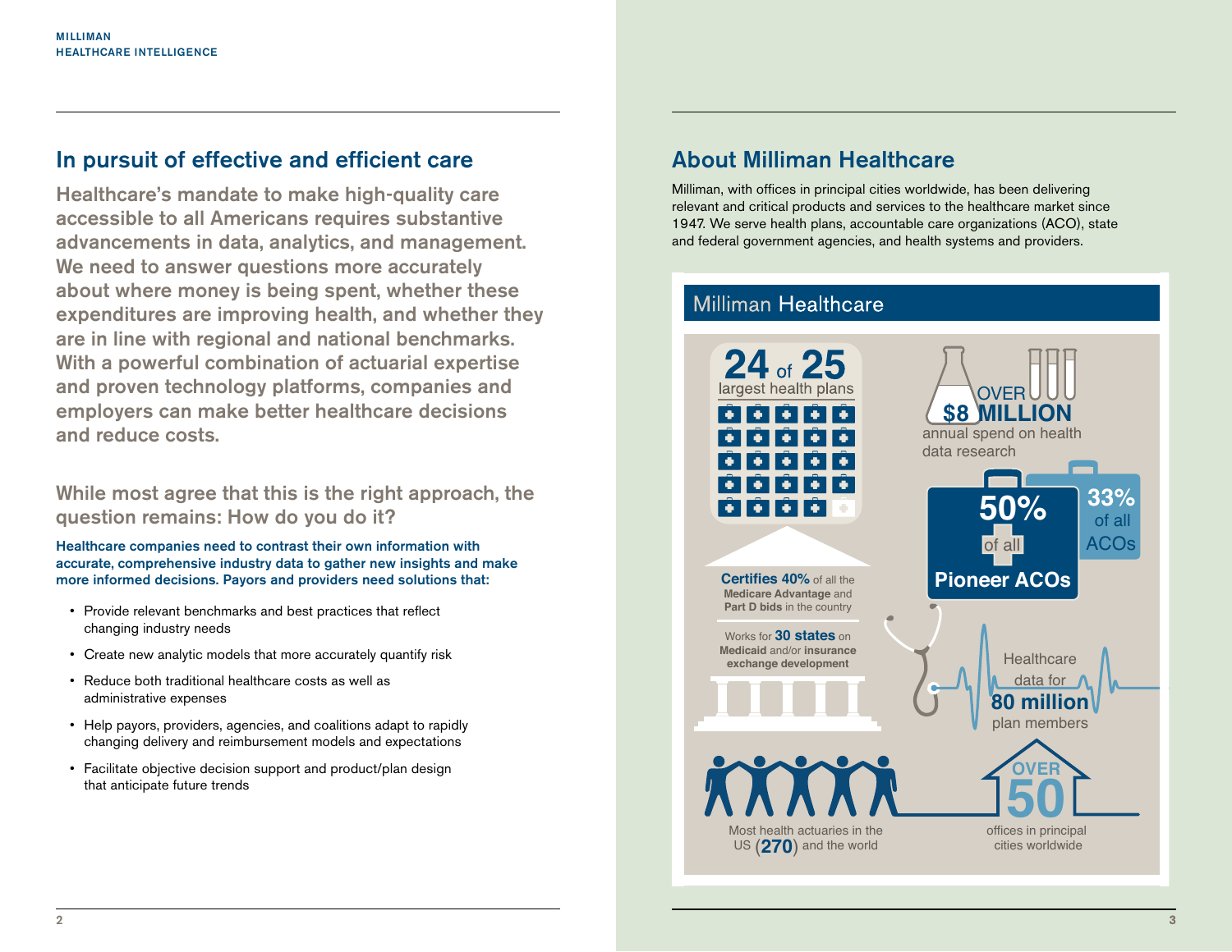## In pursuit of effective and efficient care

**Healthcare's mandate to make high-quality care accessible to all Americans requires substantive advancements in data, analytics, and management. We need to answer questions more accurately about where money is being spent, whether these expenditures are improving health, and whether they are in line with regional and national benchmarks. With a powerful combination of actuarial expertise and proven technology platforms, companies and employers can make better healthcare decisions and reduce costs.**

**While most agree that this is the right approach, the question remains: How do you do it?**

**Healthcare companies need to contrast their own information with accurate, comprehensive industry data to gather new insights and make more informed decisions. Payors and providers need solutions that:**

- Provide relevant benchmarks and best practices that reflect changing industry needs
- Create new analytic models that more accurately quantify risk
- Reduce both traditional healthcare costs as well as administrative expenses
- Help payors, providers, agencies, and coalitions adapt to rapidly changing delivery and reimbursement models and expectations
- Facilitate objective decision support and product/plan design that anticipate future trends

## About Milliman Healthcare

Milliman, with offices in principal cities worldwide, has been delivering relevant and critical products and services to the healthcare market since 1947. We serve health plans, accountable care organizations (ACO), state and federal government agencies, and health systems and providers.

### Milliman Healthcare

**24 of 25** largest health plans

**OVER $8 MILLION** annual spend on health data research

**50%** of all **Pioneer ACOs**

**33%** of all ACOs

**Certifies 40%** of all the **Medicare Advantage** and **Part D bids** in the country

Works for **30 states** on **Medicaid** and/or **insurance exchange development**

Healthcare data for **80 million** plan members

Most health actuaries in the US **(270)** and the world

**OVER 50** offices in principal cities worldwide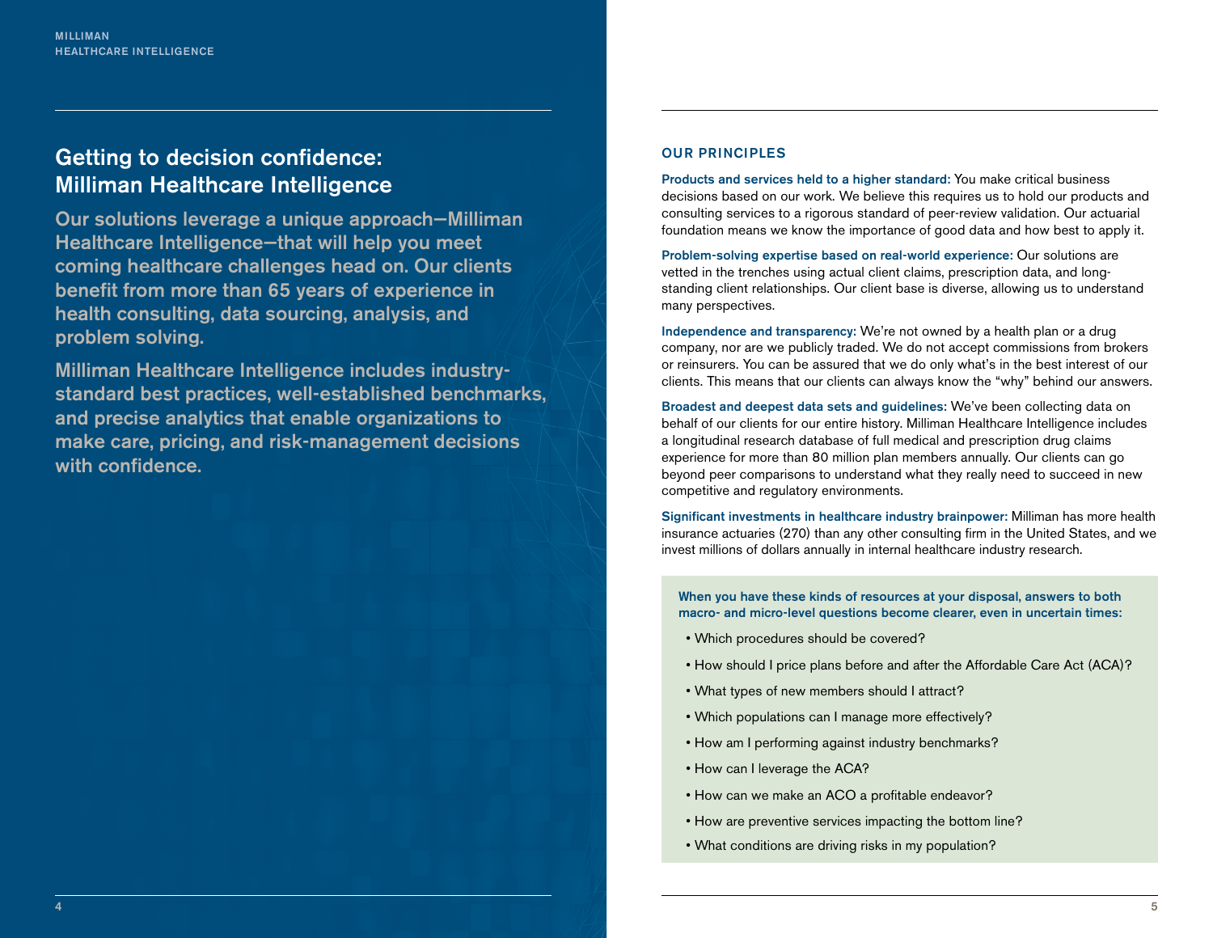## Getting to decision confidence: Milliman Healthcare Intelligence

**Our solutions leverage a unique approach—Milliman Healthcare Intelligence—that will help you meet coming healthcare challenges head on. Our clients benefit from more than 65 years of experience in health consulting, data sourcing, analysis, and problem solving.**

**Milliman Healthcare Intelligence includes industry-standard best practices, well-established benchmarks, and precise analytics that enable organizations to make care, pricing, and risk-management decisions with confidence.**

### OUR PRINCIPLES

**Products and services held to a higher standard:** You make critical business decisions based on our work. We believe this requires us to hold our products and consulting services to a rigorous standard of peer-review validation. Our actuarial foundation means we know the importance of good data and how best to apply it.

**Problem-solving expertise based on real-world experience:** Our solutions are vetted in the trenches using actual client claims, prescription data, and long-standing client relationships. Our client base is diverse, allowing us to understand many perspectives.

**Independence and transparency:** We're not owned by a health plan or a drug company, nor are we publicly traded. We do not accept commissions from brokers or reinsurers. You can be assured that we do only what's in the best interest of our clients. This means that our clients can always know the "why" behind our answers.

**Broadest and deepest data sets and guidelines:** We've been collecting data on behalf of our clients for our entire history. Milliman Healthcare Intelligence includes a longitudinal research database of full medical and prescription drug claims experience for more than 80 million plan members annually. Our clients can go beyond peer comparisons to understand what they really need to succeed in new competitive and regulatory environments.

**Significant investments in healthcare industry brainpower:** Milliman has more health insurance actuaries (270) than any other consulting firm in the United States, and we invest millions of dollars annually in internal healthcare industry research.

**When you have these kinds of resources at your disposal, answers to both macro- and micro-level questions become clearer, even in uncertain times:**

- Which procedures should be covered?
- How should I price plans before and after the Affordable Care Act (ACA)?
- What types of new members should I attract?
- Which populations can I manage more effectively?
- How am I performing against industry benchmarks?
- How can I leverage the ACA?
- How can we make an ACO a profitable endeavor?
- How are preventive services impacting the bottom line?
- What conditions are driving risks in my population?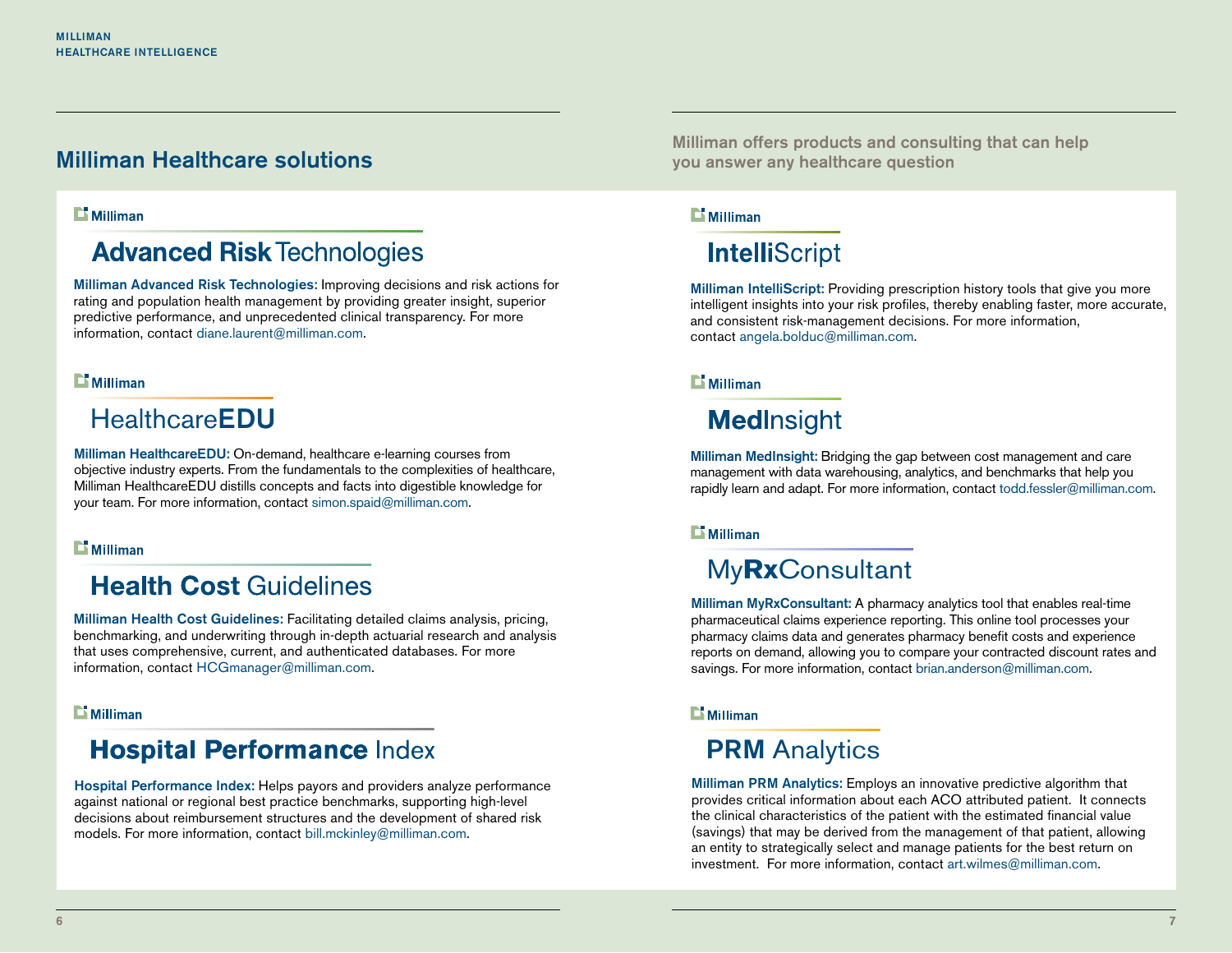## Milliman Healthcare solutions

Milliman offers products and consulting that can help you answer any healthcare question

### Milliman Advanced Risk Technologies

**Milliman Advanced Risk Technologies:** Improving decisions and risk actions for rating and population health management by providing greater insight, superior predictive performance, and unprecedented clinical transparency. For more information, contact diane.laurent@milliman.com.

### Milliman HealthcareEDU

**Milliman HealthcareEDU:** On-demand, healthcare e-learning courses from objective industry experts. From the fundamentals to the complexities of healthcare, Milliman HealthcareEDU distills concepts and facts into digestible knowledge for your team. For more information, contact simon.spaid@milliman.com.

### Milliman Health Cost Guidelines

**Milliman Health Cost Guidelines:** Facilitating detailed claims analysis, pricing, benchmarking, and underwriting through in-depth actuarial research and analysis that uses comprehensive, current, and authenticated databases. For more information, contact HCGmanager@milliman.com.

### Milliman Hospital Performance Index

**Hospital Performance Index:** Helps payors and providers analyze performance against national or regional best practice benchmarks, supporting high-level decisions about reimbursement structures and the development of shared risk models. For more information, contact bill.mckinley@milliman.com.

### Milliman IntelliScript

**Milliman IntelliScript:** Providing prescription history tools that give you more intelligent insights into your risk profiles, thereby enabling faster, more accurate, and consistent risk-management decisions. For more information, contact angela.bolduc@milliman.com.

### Milliman MedInsight

**Milliman MedInsight:** Bridging the gap between cost management and care management with data warehousing, analytics, and benchmarks that help you rapidly learn and adapt. For more information, contact todd.fessler@milliman.com.

### Milliman MyRxConsultant

**Milliman MyRxConsultant:** A pharmacy analytics tool that enables real-time pharmaceutical claims experience reporting. This online tool processes your pharmacy claims data and generates pharmacy benefit costs and experience reports on demand, allowing you to compare your contracted discount rates and savings. For more information, contact brian.anderson@milliman.com.

### Milliman PRM Analytics

**Milliman PRM Analytics:** Employs an innovative predictive algorithm that provides critical information about each ACO attributed patient. It connects the clinical characteristics of the patient with the estimated financial value (savings) that may be derived from the management of that patient, allowing an entity to strategically select and manage patients for the best return on investment. For more information, contact art.wilmes@milliman.com.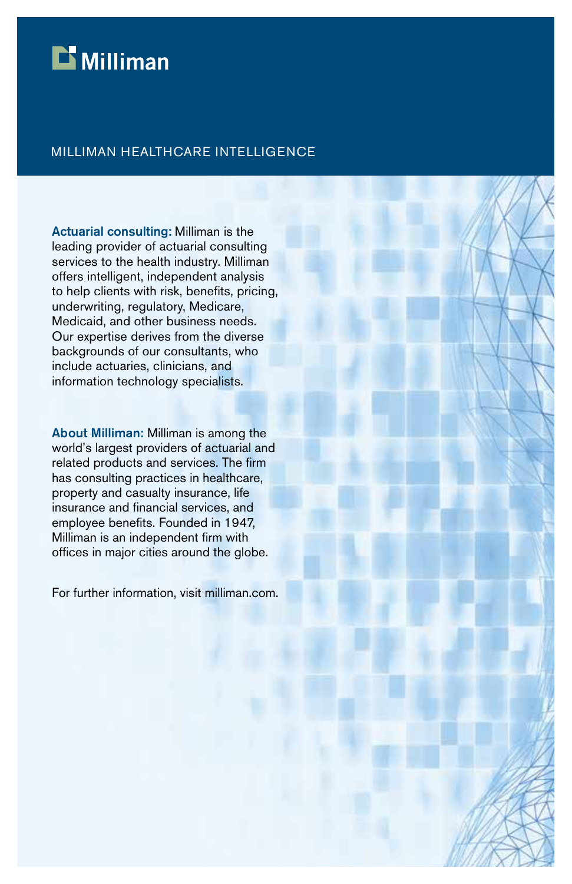Milliman

MILLIMAN HEALTHCARE INTELLIGENCE

**Actuarial consulting:** Milliman is the leading provider of actuarial consulting services to the health industry. Milliman offers intelligent, independent analysis to help clients with risk, benefits, pricing, underwriting, regulatory, Medicare, Medicaid, and other business needs. Our expertise derives from the diverse backgrounds of our consultants, who include actuaries, clinicians, and information technology specialists.

**About Milliman:** Milliman is among the world's largest providers of actuarial and related products and services. The firm has consulting practices in healthcare, property and casualty insurance, life insurance and financial services, and employee benefits. Founded in 1947, Milliman is an independent firm with offices in major cities around the globe.

For further information, visit milliman.com.